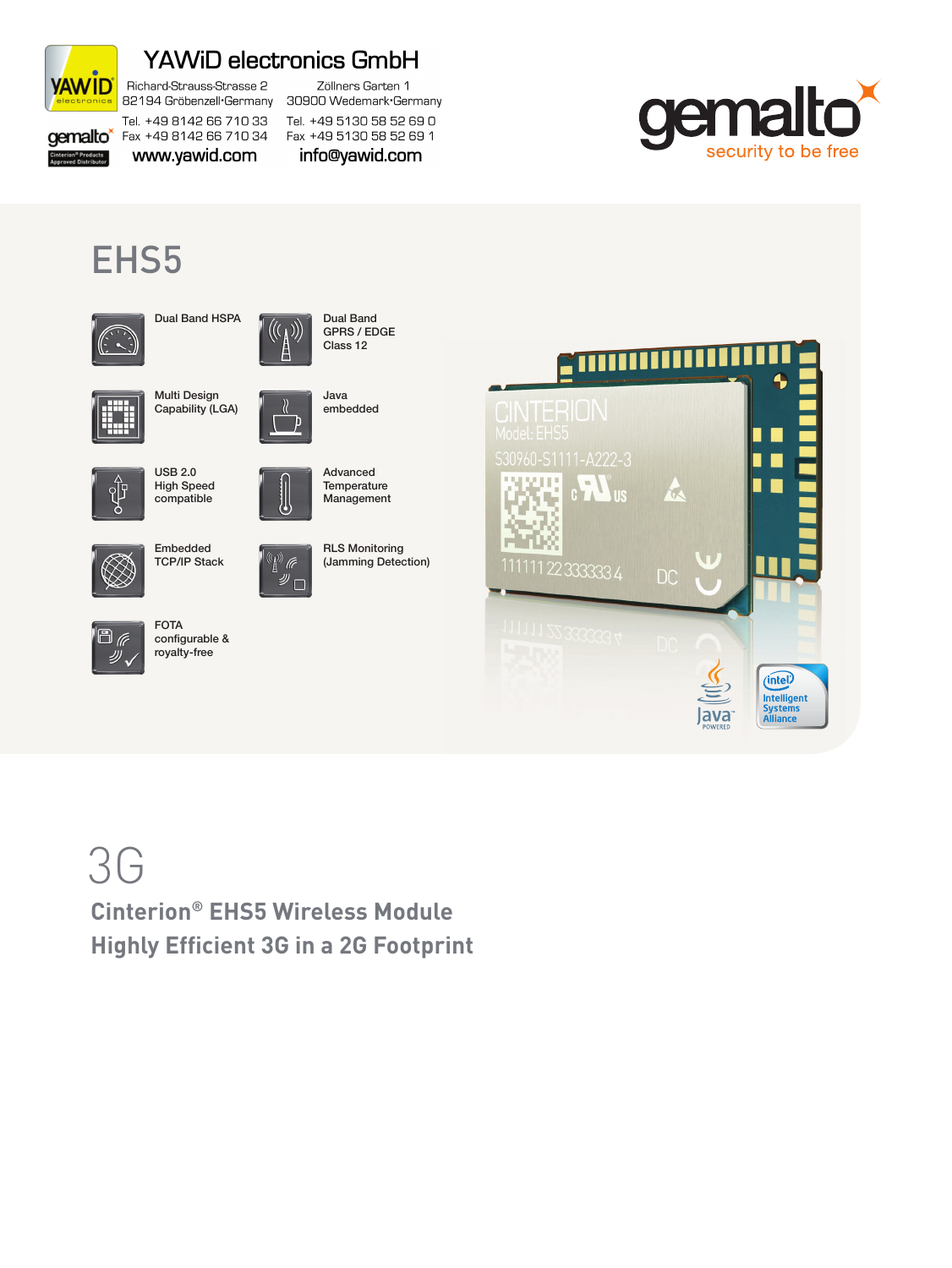YAWiD electronics GmbH

Richard-Strauss-Strasse 2
82194 Gröbenzell·Germany
Tel. +49 8142 66 710 33
Fax +49 8142 66 710 34
www.yawid.com

Zöllners Garten 1
30900 Wedemark·Germany
Tel. +49 5130 58 52 69 0
Fax +49 5130 58 52 69 1
info@yawid.com

gemalto
security to be free

# EHS5

- Dual Band HSPA
- Dual Band GPRS / EDGE Class 12
- Multi Design Capability (LGA)
- Java embedded
- USB 2.0 High Speed compatible
- Advanced Temperature Management
- Embedded TCP/IP Stack
- RLS Monitoring (Jamming Detection)
- FOTA configurable & royalty-free

# 3G

## Cinterion® EHS5 Wireless Module
## Highly Efficient 3G in a 2G Footprint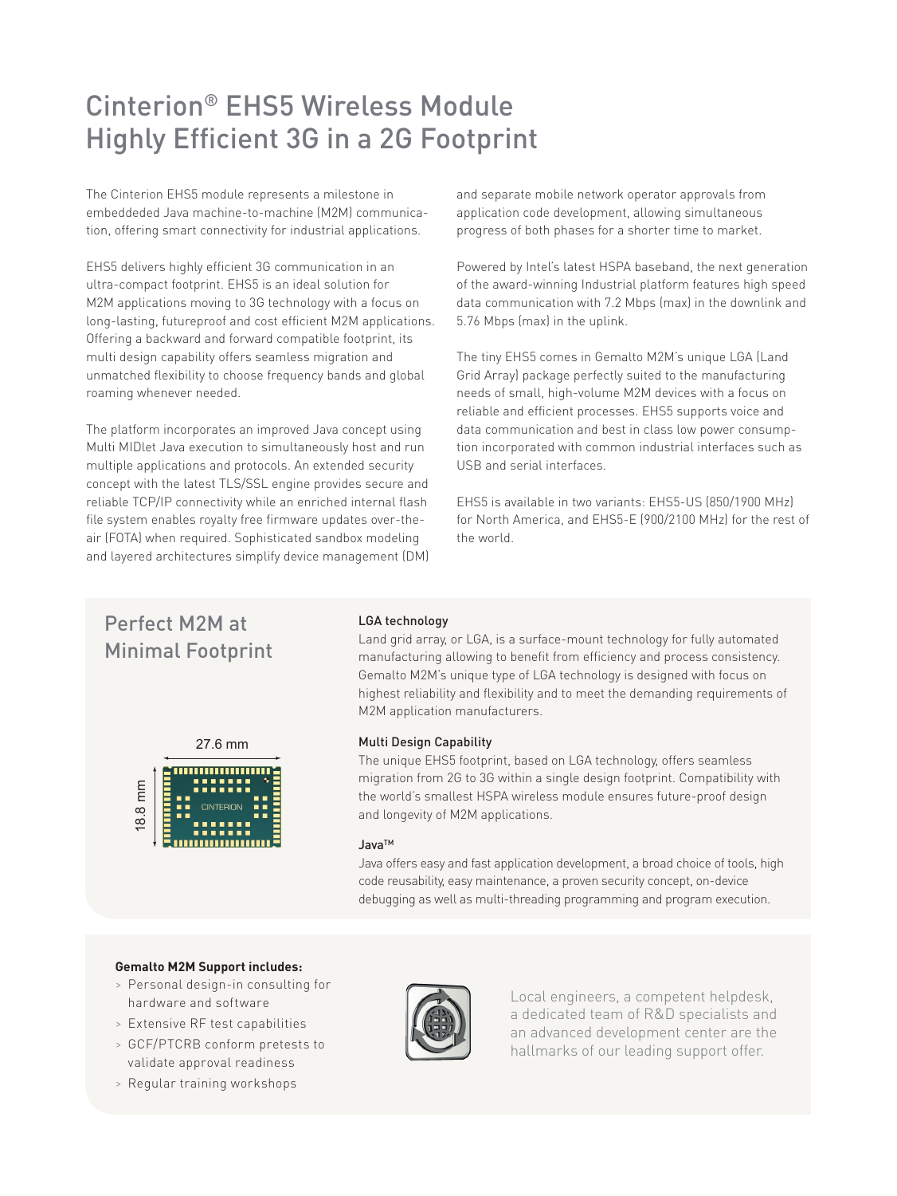# Cinterion® EHS5 Wireless Module Highly Efficient 3G in a 2G Footprint

The Cinterion EHS5 module represents a milestone in embeddeded Java machine-to-machine (M2M) communication, offering smart connectivity for industrial applications.

EHS5 delivers highly efficient 3G communication in an ultra-compact footprint. EHS5 is an ideal solution for M2M applications moving to 3G technology with a focus on long-lasting, futureproof and cost efficient M2M applications. Offering a backward and forward compatible footprint, its multi design capability offers seamless migration and unmatched flexibility to choose frequency bands and global roaming whenever needed.

The platform incorporates an improved Java concept using Multi MIDlet Java execution to simultaneously host and run multiple applications and protocols. An extended security concept with the latest TLS/SSL engine provides secure and reliable TCP/IP connectivity while an enriched internal flash file system enables royalty free firmware updates over-the-air (FOTA) when required. Sophisticated sandbox modeling and layered architectures simplify device management (DM) and separate mobile network operator approvals from application code development, allowing simultaneous progress of both phases for a shorter time to market.

Powered by Intel's latest HSPA baseband, the next generation of the award-winning Industrial platform features high speed data communication with 7.2 Mbps (max) in the downlink and 5.76 Mbps (max) in the uplink.

The tiny EHS5 comes in Gemalto M2M's unique LGA (Land Grid Array) package perfectly suited to the manufacturing needs of small, high-volume M2M devices with a focus on reliable and efficient processes. EHS5 supports voice and data communication and best in class low power consumption incorporated with common industrial interfaces such as USB and serial interfaces.

EHS5 is available in two variants: EHS5-US (850/1900 MHz) for North America, and EHS5-E (900/2100 MHz) for the rest of the world.

## Perfect M2M at Minimal Footprint

27.6 mm

18.8 mm

**LGA technology**

Land grid array, or LGA, is a surface-mount technology for fully automated manufacturing allowing to benefit from efficiency and process consistency. Gemalto M2M's unique type of LGA technology is designed with focus on highest reliability and flexibility and to meet the demanding requirements of M2M application manufacturers.

**Multi Design Capability**

The unique EHS5 footprint, based on LGA technology, offers seamless migration from 2G to 3G within a single design footprint. Compatibility with the world's smallest HSPA wireless module ensures future-proof design and longevity of M2M applications.

**Java™**

Java offers easy and fast application development, a broad choice of tools, high code reusability, easy maintenance, a proven security concept, on-device debugging as well as multi-threading programming and program execution.

**Gemalto M2M Support includes:**

- Personal design-in consulting for hardware and software
- Extensive RF test capabilities
- GCF/PTCRB conform pretests to validate approval readiness
- Regular training workshops

Local engineers, a competent helpdesk, a dedicated team of R&D specialists and an advanced development center are the hallmarks of our leading support offer.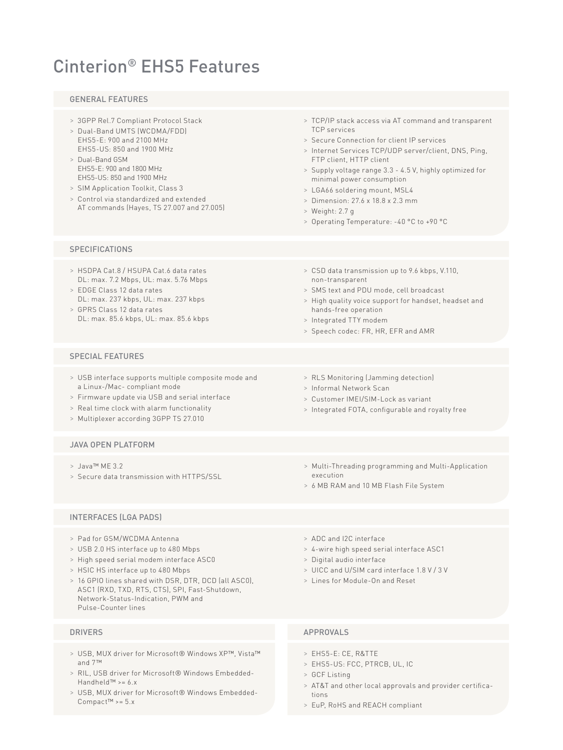# Cinterion® EHS5 Features

## GENERAL FEATURES

- 3GPP Rel.7 Compliant Protocol Stack
- Dual-Band UMTS (WCDMA/FDD)
  EHS5-E: 900 and 2100 MHz
  EHS5-US: 850 and 1900 MHz
- Dual-Band GSM
  EHS5-E: 900 and 1800 MHz
  EHS5-US: 850 and 1900 MHz
- SIM Application Toolkit, Class 3
- Control via standardized and extended AT commands (Hayes, TS 27.007 and 27.005)
- TCP/IP stack access via AT command and transparent TCP services
- Secure Connection for client IP services
- Internet Services TCP/UDP server/client, DNS, Ping, FTP client, HTTP client
- Supply voltage range 3.3 - 4.5 V, highly optimized for minimal power consumption
- LGA66 soldering mount, MSL4
- Dimension: 27.6 x 18.8 x 2.3 mm
- Weight: 2.7 g
- Operating Temperature: -40 °C to +90 °C

## SPECIFICATIONS

- HSDPA Cat.8 / HSUPA Cat.6 data rates
  DL: max. 7.2 Mbps, UL: max. 5.76 Mbps
- EDGE Class 12 data rates
  DL: max. 237 kbps, UL: max. 237 kbps
- GPRS Class 12 data rates
  DL: max. 85.6 kbps, UL: max. 85.6 kbps
- CSD data transmission up to 9.6 kbps, V.110, non-transparent
- SMS text and PDU mode, cell broadcast
- High quality voice support for handset, headset and hands-free operation
- Integrated TTY modem
- Speech codec: FR, HR, EFR and AMR

## SPECIAL FEATURES

- USB interface supports multiple composite mode and a Linux-/Mac- compliant mode
- Firmware update via USB and serial interface
- Real time clock with alarm functionality
- Multiplexer according 3GPP TS 27.010
- RLS Monitoring (Jamming detection)
- Informal Network Scan
- Customer IMEI/SIM-Lock as variant
- Integrated FOTA, configurable and royalty free

## JAVA OPEN PLATFORM

- Java™ ME 3.2
- Secure data transmission with HTTPS/SSL
- Multi-Threading programming and Multi-Application execution
- 6 MB RAM and 10 MB Flash File System

## INTERFACES (LGA PADS)

- Pad for GSM/WCDMA Antenna
- USB 2.0 HS interface up to 480 Mbps
- High speed serial modem interface ASC0
- HSIC HS interface up to 480 Mbps
- 16 GPIO lines shared with DSR, DTR, DCD (all ASC0), ASC1 (RXD, TXD, RTS, CTS), SPI, Fast-Shutdown, Network-Status-Indication, PWM and Pulse-Counter lines
- ADC and I2C interface
- 4-wire high speed serial interface ASC1
- Digital audio interface
- UICC and U/SIM card interface 1.8 V / 3 V
- Lines for Module-On and Reset

## DRIVERS

- USB, MUX driver for Microsoft® Windows XP™, Vista™ and 7™
- RIL, USB driver for Microsoft® Windows Embedded-Handheld™ >= 6.x
- USB, MUX driver for Microsoft® Windows Embedded-Compact™ >= 5.x

## APPROVALS

- EHS5-E: CE, R&TTE
- EHS5-US: FCC, PTRCB, UL, IC
- GCF Listing
- AT&T and other local approvals and provider certifications
- EuP, RoHS and REACH compliant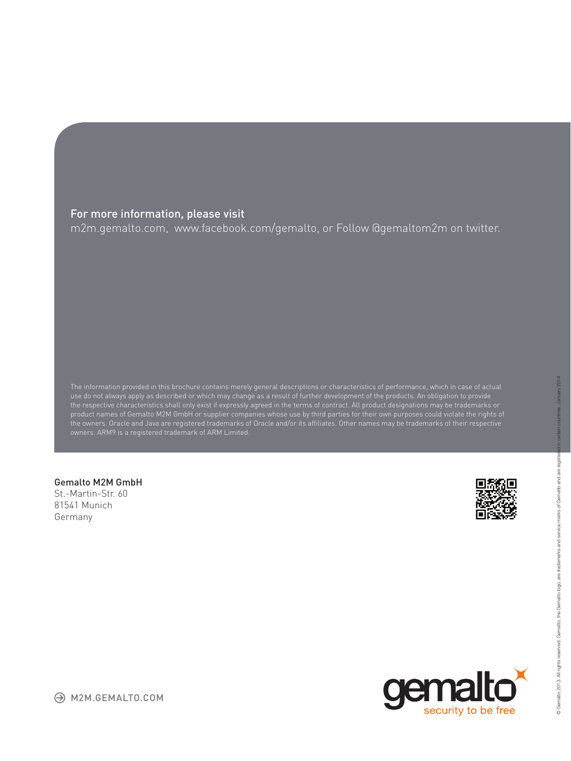**For more information, please visit**

m2m.gemalto.com, www.facebook.com/gemalto, or Follow @gemaltom2m on twitter.

The information provided in this brochure contains merely general descriptions or characteristics of performance, which in case of actual use do not always apply as described or which may change as a result of further development of the products. An obligation to provide the respective characteristics shall only exist if expressly agreed in the terms of contract. All product designations may be trademarks or product names of Gemalto M2M GmbH or supplier companies whose use by third parties for their own purposes could violate the rights of the owners. Oracle and Java are registered trademarks of Oracle and/or its affiliates. Other names may be trademarks of their respective owners. ARM9 is a registered trademark of ARM Limited.

**Gemalto M2M GmbH**
St.-Martin-Str. 60
81541 Munich
Germany

M2M.GEMALTO.COM

gemalto
security to be free

© Gemalto 2013. All rights reserved. Gemalto, the Gemalto logo, are trademarks and service marks of Gemalto and are registered in certain countries. January 2014